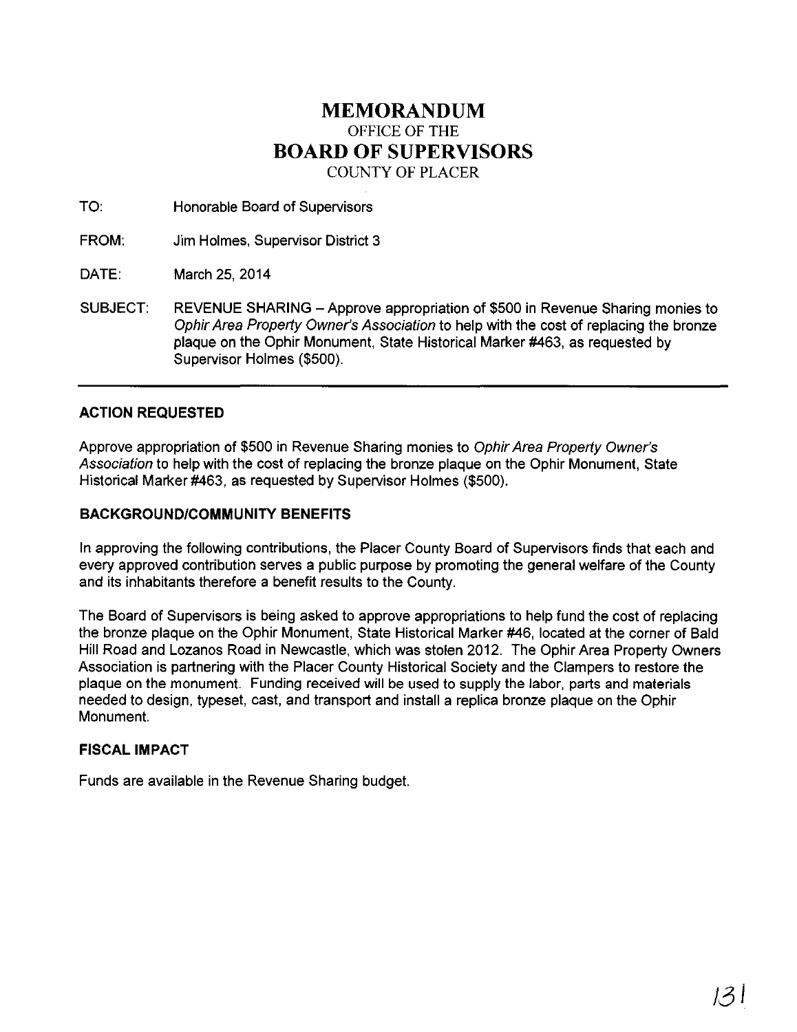# MEMORANDUM

OFFICE OF THE

# BOARD OF SUPERVISORS

COUNTY OF PLACER

TO: Honorable Board of Supervisors

FROM: Jim Holmes, Supervisor District 3

DATE: March 25, 2014

SUBJECT: REVENUE SHARING – Approve appropriation of $500 in Revenue Sharing monies to *Ophir Area Property Owner's Association* to help with the cost of replacing the bronze plaque on the Ophir Monument, State Historical Marker #463, as requested by Supervisor Holmes ($500).

---

## ACTION REQUESTED

Approve appropriation of $500 in Revenue Sharing monies to *Ophir Area Property Owner's Association* to help with the cost of replacing the bronze plaque on the Ophir Monument, State Historical Marker #463, as requested by Supervisor Holmes ($500).

## BACKGROUND/COMMUNITY BENEFITS

In approving the following contributions, the Placer County Board of Supervisors finds that each and every approved contribution serves a public purpose by promoting the general welfare of the County and its inhabitants therefore a benefit results to the County.

The Board of Supervisors is being asked to approve appropriations to help fund the cost of replacing the bronze plaque on the Ophir Monument, State Historical Marker #46, located at the corner of Bald Hill Road and Lozanos Road in Newcastle, which was stolen 2012. The Ophir Area Property Owners Association is partnering with the Placer County Historical Society and the Clampers to restore the plaque on the monument. Funding received will be used to supply the labor, parts and materials needed to design, typeset, cast, and transport and install a replica bronze plaque on the Ophir Monument.

## FISCAL IMPACT

Funds are available in the Revenue Sharing budget.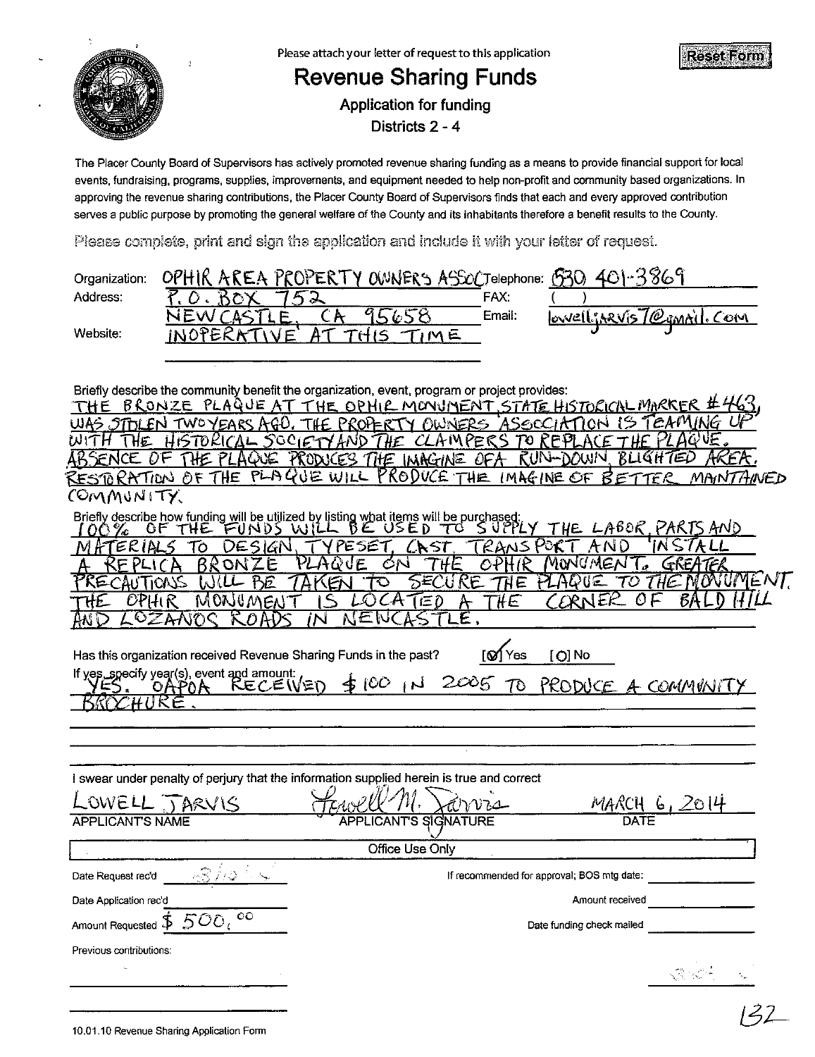Please attach your letter of request to this application

# Revenue Sharing Funds

## Application for funding

### Districts 2 - 4

Reset Form

The Placer County Board of Supervisors has actively promoted revenue sharing funding as a means to provide financial support for local events, fundraising, programs, supplies, improvements, and equipment needed to help non-profit and community based organizations. In approving the revenue sharing contributions, the Placer County Board of Supervisors finds that each and every approved contribution serves a public purpose by promoting the general welfare of the County and its inhabitants therefore a benefit results to the County.

Please complete, print and sign the application and include it with your letter of request.

Organization: OPHIR AREA PROPERTY OWNERS ASSOC

Telephone: (530) 401-3869

Address: P.O. BOX 752, NEWCASTLE, CA 95658

FAX: ( )

Email: lowelljarvis7@gmail.com

Website: INOPERATIVE AT THIS TIME

Briefly describe the community benefit the organization, event, program or project provides:

THE BRONZE PLAQUE AT THE OPHIR MONUMENT, STATE HISTORICAL MARKER #463, WAS STOLEN TWO YEARS AGO. THE PROPERTY OWNERS ASSOCIATION IS TEAMING UP WITH THE HISTORICAL SOCIETY AND THE CLAMPERS TO REPLACE THE PLAQUE. ABSENCE OF THE PLAQUE PRODUCES THE IMAGINE OF A RUN-DOWN, BLIGHTED AREA. RESTORATION OF THE PLAQUE WILL PRODUCE THE IMAGINE OF BETTER MAINTAINED COMMUNITY.

Briefly describe how funding will be utilized by listing what items will be purchased:

100% OF THE FUNDS WILL BE USED TO SUPPLY THE LABOR, PARTS AND MATERIALS TO DESIGN, TYPESET, CAST, TRANSPORT AND INSTALL A REPLICA BRONZE PLAQUE ON THE OPHIR MONUMENT. GREATER PRECAUTIONS WILL BE TAKEN TO SECURE THE PLAQUE TO THE MONUMENT. THE OPHIR MONUMENT IS LOCATED AT THE CORNER OF BALD HILL AND LOZANOS ROADS IN NEWCASTLE.

Has this organization received Revenue Sharing Funds in the past? [X] Yes [ ] No

If yes, specify year(s), event and amount:

YES. OAPOA RECEIVED $100 IN 2005 TO PRODUCE A COMMUNITY BROCHURE.

I swear under penalty of perjury that the information supplied herein is true and correct

| APPLICANT'S NAME | APPLICANT'S SIGNATURE | DATE |
|---|---|---|
| LOWELL JARVIS | Lowell M. Jarvis | MARCH 6, 2014 |

**Office Use Only**

Date Request rec'd: 3/10

Date Application rec'd:

Amount Requested: $ 500.00

Previous contributions:

If recommended for approval; BOS mtg date:

Amount received

Date funding check mailed

10.01.10 Revenue Sharing Application Form